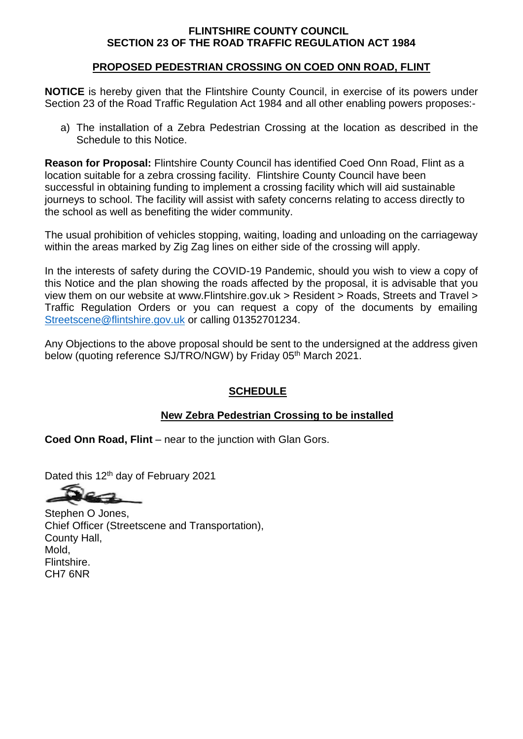**FLINTSHIRE COUNTY COUNCIL**
**SECTION 23 OF THE ROAD TRAFFIC REGULATION ACT 1984**

## PROPOSED PEDESTRIAN CROSSING ON COED ONN ROAD, FLINT

**NOTICE** is hereby given that the Flintshire County Council, in exercise of its powers under Section 23 of the Road Traffic Regulation Act 1984 and all other enabling powers proposes:-

a) The installation of a Zebra Pedestrian Crossing at the location as described in the Schedule to this Notice.

**Reason for Proposal:** Flintshire County Council has identified Coed Onn Road, Flint as a location suitable for a zebra crossing facility. Flintshire County Council have been successful in obtaining funding to implement a crossing facility which will aid sustainable journeys to school. The facility will assist with safety concerns relating to access directly to the school as well as benefiting the wider community.

The usual prohibition of vehicles stopping, waiting, loading and unloading on the carriageway within the areas marked by Zig Zag lines on either side of the crossing will apply.

In the interests of safety during the COVID-19 Pandemic, should you wish to view a copy of this Notice and the plan showing the roads affected by the proposal, it is advisable that you view them on our website at www.Flintshire.gov.uk > Resident > Roads, Streets and Travel > Traffic Regulation Orders or you can request a copy of the documents by emailing Streetscene@flintshire.gov.uk or calling 01352701234.

Any Objections to the above proposal should be sent to the undersigned at the address given below (quoting reference SJ/TRO/NGW) by Friday 05th March 2021.

## SCHEDULE

### New Zebra Pedestrian Crossing to be installed

**Coed Onn Road, Flint** – near to the junction with Glan Gors.

Dated this 12th day of February 2021

Stephen O Jones,
Chief Officer (Streetscene and Transportation),
County Hall,
Mold,
Flintshire.
CH7 6NR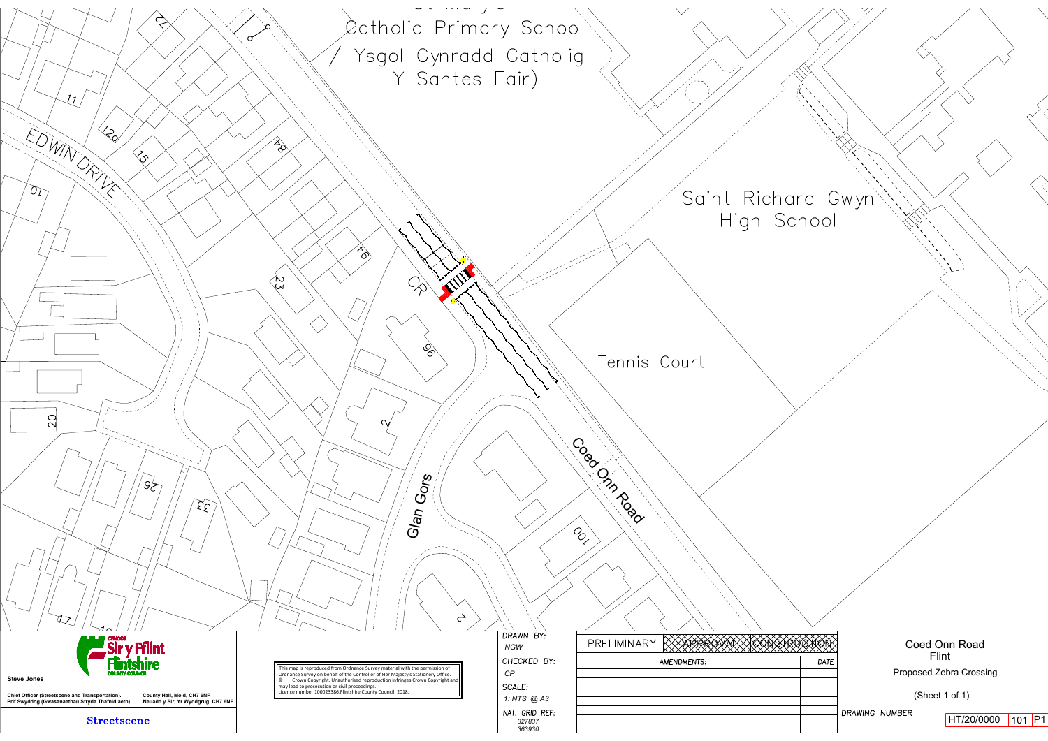Catholic Primary School
/ Ysgol Gynradd Gatholig
Y Santes Fair)

Saint Richard Gwyn
High School

Tennis Court

EDWIN DRIVE

Coed Onn Road

Glan Gors

CR

72
11
12a
15
10
84
94
23
96
20
2
26
33
100
17

Steve Jones

Chief Officer (Streetscene and Transportation).
Prif Swyddog (Gwasanaethau Stryda Thafnidiaeth).

County Hall, Mold, CH7 6NF
Neuadd y Sir, Yr Wyddgrug. CH7 6NF

Streetscene

This map is reproduced from Ordnance Survey material with the permission of Ordnance Survey on behalf of the Controller of Her Majesty's Stationery Office. © Crown Copyright. Unauthorised reproduction infringes Crown Copyright and may lead to prosecution or civil proceedings. Licence number 100023386.Flintshire County Council, 2018.

| | |
|---|---|
| DRAWN BY: | NGW |
| CHECKED BY: | CP |
| SCALE: | 1: NTS @ A3 |
| NAT. GRID REF: | 327837 363930 |

PRELIMINARY | APPROVAL | CONSTRUCTION

| AMENDMENTS: | DATE |
|---|---|
| | |

Coed Onn Road
Flint

Proposed Zebra Crossing

(Sheet 1 of 1)

DRAWING NUMBER HT/20/0000 101 P1